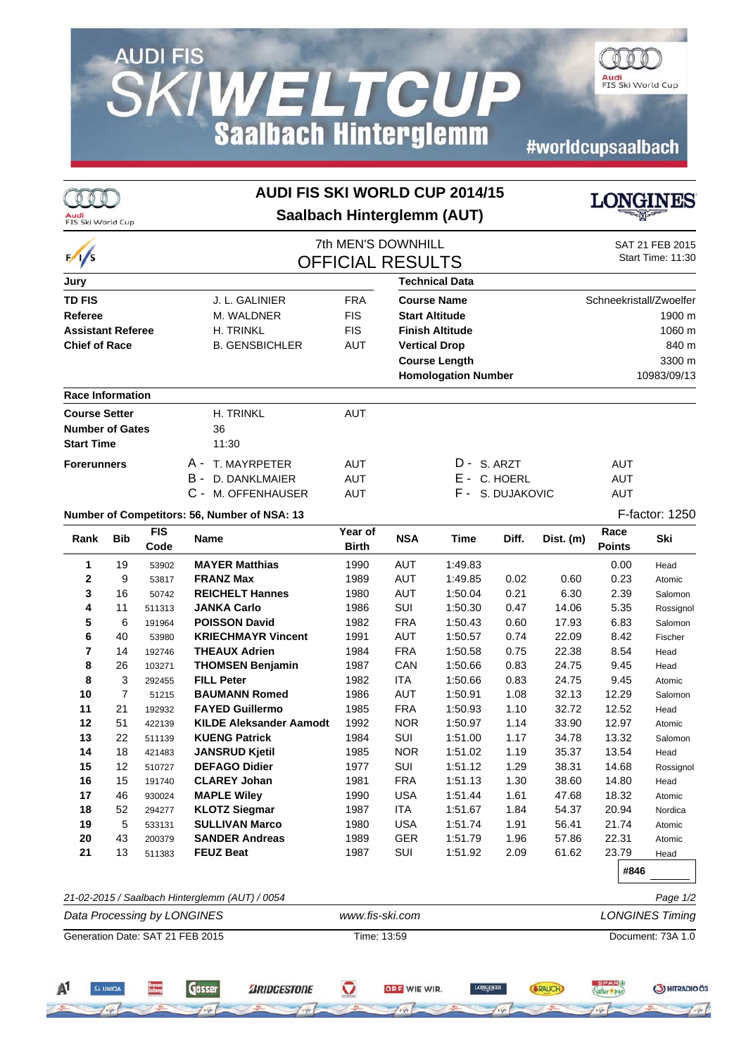# AUDI FIS SKI WORLD CUP 2014/15

## Saalbach Hinterglemm (AUT)

### 7th MEN'S DOWNHILL
### OFFICIAL RESULTS

SAT 21 FEB 2015
Start Time: 11:30

| Jury | | |
|---|---|---|
| **TD FIS** | J. L. GALINIER | FRA |
| **Referee** | M. WALDNER | FIS |
| **Assistant Referee** | H. TRINKL | FIS |
| **Chief of Race** | B. GENSBICHLER | AUT |

| Technical Data | |
|---|---|
| **Course Name** | Schneekristall/Zwoelfer |
| **Start Altitude** | 1900 m |
| **Finish Altitude** | 1060 m |
| **Vertical Drop** | 840 m |
| **Course Length** | 3300 m |
| **Homologation Number** | 10983/09/13 |

**Race Information**

| | | |
|---|---|---|
| **Course Setter** | H. TRINKL | AUT |
| **Number of Gates** | 36 | |
| **Start Time** | 11:30 | |

**Forerunners**

| | | | | | |
|---|---|---|---|---|---|
| A - | T. MAYRPETER | AUT | D - | S. ARZT | AUT |
| B - | D. DANKLMAIER | AUT | E - | C. HOERL | AUT |
| C - | M. OFFENHAUSER | AUT | F - | S. DUJAKOVIC | AUT |

**Number of Competitors: 56, Number of NSA: 13**

F-factor: 1250

| Rank | Bib | FIS Code | Name | Year of Birth | NSA | Time | Diff. | Dist. (m) | Race Points | Ski |
|---|---|---|---|---|---|---|---|---|---|---|
| 1 | 19 | 53902 | **MAYER Matthias** | 1990 | AUT | 1:49.83 | | | 0.00 | Head |
| 2 | 9 | 53817 | **FRANZ Max** | 1989 | AUT | 1:49.85 | 0.02 | 0.60 | 0.23 | Atomic |
| 3 | 16 | 50742 | **REICHELT Hannes** | 1980 | AUT | 1:50.04 | 0.21 | 6.30 | 2.39 | Salomon |
| 4 | 11 | 511313 | **JANKA Carlo** | 1986 | SUI | 1:50.30 | 0.47 | 14.06 | 5.35 | Rossignol |
| 5 | 6 | 191964 | **POISSON David** | 1982 | FRA | 1:50.43 | 0.60 | 17.93 | 6.83 | Salomon |
| 6 | 40 | 53980 | **KRIECHMAYR Vincent** | 1991 | AUT | 1:50.57 | 0.74 | 22.09 | 8.42 | Fischer |
| 7 | 14 | 192746 | **THEAUX Adrien** | 1984 | FRA | 1:50.58 | 0.75 | 22.38 | 8.54 | Head |
| 8 | 26 | 103271 | **THOMSEN Benjamin** | 1987 | CAN | 1:50.66 | 0.83 | 24.75 | 9.45 | Head |
| 8 | 3 | 292455 | **FILL Peter** | 1982 | ITA | 1:50.66 | 0.83 | 24.75 | 9.45 | Atomic |
| 10 | 7 | 51215 | **BAUMANN Romed** | 1986 | AUT | 1:50.91 | 1.08 | 32.13 | 12.29 | Salomon |
| 11 | 21 | 192932 | **FAYED Guillermo** | 1985 | FRA | 1:50.93 | 1.10 | 32.72 | 12.52 | Head |
| 12 | 51 | 422139 | **KILDE Aleksander Aamodt** | 1992 | NOR | 1:50.97 | 1.14 | 33.90 | 12.97 | Atomic |
| 13 | 22 | 511139 | **KUENG Patrick** | 1984 | SUI | 1:51.00 | 1.17 | 34.78 | 13.32 | Salomon |
| 14 | 18 | 421483 | **JANSRUD Kjetil** | 1985 | NOR | 1:51.02 | 1.19 | 35.37 | 13.54 | Head |
| 15 | 12 | 510727 | **DEFAGO Didier** | 1977 | SUI | 1:51.12 | 1.29 | 38.31 | 14.68 | Rossignol |
| 16 | 15 | 191740 | **CLAREY Johan** | 1981 | FRA | 1:51.13 | 1.30 | 38.60 | 14.80 | Head |
| 17 | 46 | 930024 | **MAPLE Wiley** | 1990 | USA | 1:51.44 | 1.61 | 47.68 | 18.32 | Atomic |
| 18 | 52 | 294277 | **KLOTZ Siegmar** | 1987 | ITA | 1:51.67 | 1.84 | 54.37 | 20.94 | Nordica |
| 19 | 5 | 533131 | **SULLIVAN Marco** | 1980 | USA | 1:51.74 | 1.91 | 56.41 | 21.74 | Atomic |
| 20 | 43 | 200379 | **SANDER Andreas** | 1989 | GER | 1:51.79 | 1.96 | 57.86 | 22.31 | Atomic |
| 21 | 13 | 511383 | **FEUZ Beat** | 1987 | SUI | 1:51.92 | 2.09 | 61.62 | 23.79 | Head |

**#846**

*21-02-2015 / Saalbach Hinterglemm (AUT) / 0054*

*Data Processing by LONGINES* — *www.fis-ski.com* — *LONGINES Timing*

Generation Date: SAT 21 FEB 2015 — Time: 13:59 — Document: 73A 1.0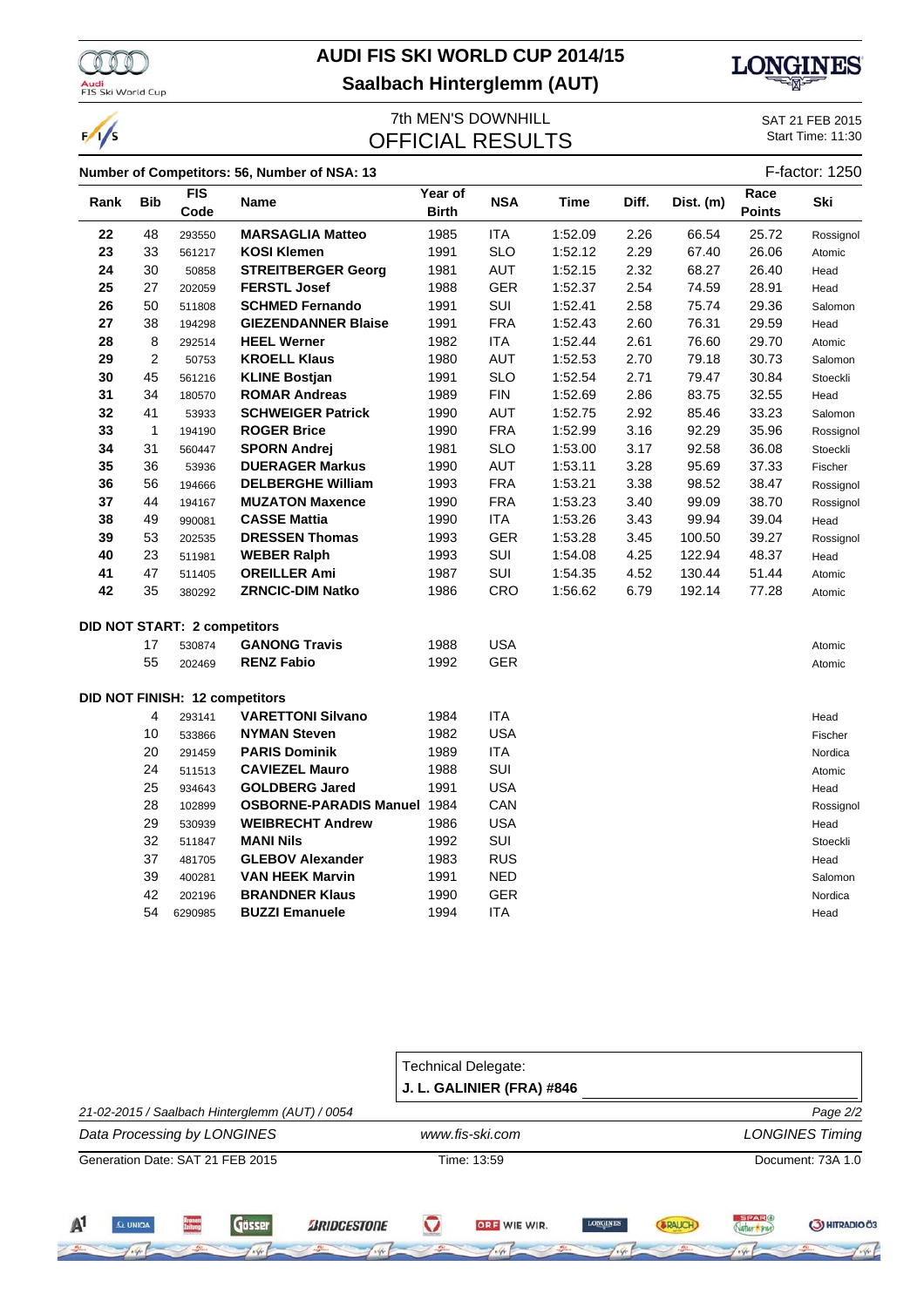# AUDI FIS SKI WORLD CUP 2014/15

## Saalbach Hinterglemm (AUT)

7th MEN'S DOWNHILL

## OFFICIAL RESULTS

SAT 21 FEB 2015
Start Time: 11:30

**Number of Competitors: 56, Number of NSA: 13** F-factor: 1250

| Rank | Bib | FIS Code | Name | Year of Birth | NSA | Time | Diff. | Dist. (m) | Race Points | Ski |
|---|---|---|---|---|---|---|---|---|---|---|
| **22** | 48 | 293550 | **MARSAGLIA Matteo** | 1985 | ITA | 1:52.09 | 2.26 | 66.54 | 25.72 | Rossignol |
| **23** | 33 | 561217 | **KOSI Klemen** | 1991 | SLO | 1:52.12 | 2.29 | 67.40 | 26.06 | Atomic |
| **24** | 30 | 50858 | **STREITBERGER Georg** | 1981 | AUT | 1:52.15 | 2.32 | 68.27 | 26.40 | Head |
| **25** | 27 | 202059 | **FERSTL Josef** | 1988 | GER | 1:52.37 | 2.54 | 74.59 | 28.91 | Head |
| **26** | 50 | 511808 | **SCHMED Fernando** | 1991 | SUI | 1:52.41 | 2.58 | 75.74 | 29.36 | Salomon |
| **27** | 38 | 194298 | **GIEZENDANNER Blaise** | 1991 | FRA | 1:52.43 | 2.60 | 76.31 | 29.59 | Head |
| **28** | 8 | 292514 | **HEEL Werner** | 1982 | ITA | 1:52.44 | 2.61 | 76.60 | 29.70 | Atomic |
| **29** | 2 | 50753 | **KROELL Klaus** | 1980 | AUT | 1:52.53 | 2.70 | 79.18 | 30.73 | Salomon |
| **30** | 45 | 561216 | **KLINE Bostjan** | 1991 | SLO | 1:52.54 | 2.71 | 79.47 | 30.84 | Stoeckli |
| **31** | 34 | 180570 | **ROMAR Andreas** | 1989 | FIN | 1:52.69 | 2.86 | 83.75 | 32.55 | Head |
| **32** | 41 | 53933 | **SCHWEIGER Patrick** | 1990 | AUT | 1:52.75 | 2.92 | 85.46 | 33.23 | Salomon |
| **33** | 1 | 194190 | **ROGER Brice** | 1990 | FRA | 1:52.99 | 3.16 | 92.29 | 35.96 | Rossignol |
| **34** | 31 | 560447 | **SPORN Andrej** | 1981 | SLO | 1:53.00 | 3.17 | 92.58 | 36.08 | Stoeckli |
| **35** | 36 | 53936 | **DUERAGER Markus** | 1990 | AUT | 1:53.11 | 3.28 | 95.69 | 37.33 | Fischer |
| **36** | 56 | 194666 | **DELBERGHE William** | 1993 | FRA | 1:53.21 | 3.38 | 98.52 | 38.47 | Rossignol |
| **37** | 44 | 194167 | **MUZATON Maxence** | 1990 | FRA | 1:53.23 | 3.40 | 99.09 | 38.70 | Rossignol |
| **38** | 49 | 990081 | **CASSE Mattia** | 1990 | ITA | 1:53.26 | 3.43 | 99.94 | 39.04 | Head |
| **39** | 53 | 202535 | **DRESSEN Thomas** | 1993 | GER | 1:53.28 | 3.45 | 100.50 | 39.27 | Rossignol |
| **40** | 23 | 511981 | **WEBER Ralph** | 1993 | SUI | 1:54.08 | 4.25 | 122.94 | 48.37 | Head |
| **41** | 47 | 511405 | **OREILLER Ami** | 1987 | SUI | 1:54.35 | 4.52 | 130.44 | 51.44 | Atomic |
| **42** | 35 | 380292 | **ZRNCIC-DIM Natko** | 1986 | CRO | 1:56.62 | 6.79 | 192.14 | 77.28 | Atomic |

**DID NOT START: 2 competitors**

| Bib | FIS Code | Name | Year of Birth | NSA | Ski |
|---|---|---|---|---|---|
| 17 | 530874 | **GANONG Travis** | 1988 | USA | Atomic |
| 55 | 202469 | **RENZ Fabio** | 1992 | GER | Atomic |

**DID NOT FINISH: 12 competitors**

| Bib | FIS Code | Name | Year of Birth | NSA | Ski |
|---|---|---|---|---|---|
| 4 | 293141 | **VARETTONI Silvano** | 1984 | ITA | Head |
| 10 | 533866 | **NYMAN Steven** | 1982 | USA | Fischer |
| 20 | 291459 | **PARIS Dominik** | 1989 | ITA | Nordica |
| 24 | 511513 | **CAVIEZEL Mauro** | 1988 | SUI | Atomic |
| 25 | 934643 | **GOLDBERG Jared** | 1991 | USA | Head |
| 28 | 102899 | **OSBORNE-PARADIS Manuel** | 1984 | CAN | Rossignol |
| 29 | 530939 | **WEIBRECHT Andrew** | 1986 | USA | Head |
| 32 | 511847 | **MANI Nils** | 1992 | SUI | Stoeckli |
| 37 | 481705 | **GLEBOV Alexander** | 1983 | RUS | Head |
| 39 | 400281 | **VAN HEEK Marvin** | 1991 | NED | Salomon |
| 42 | 202196 | **BRANDNER Klaus** | 1990 | GER | Nordica |
| 54 | 6290985 | **BUZZI Emanuele** | 1994 | ITA | Head |

Technical Delegate:
**J. L. GALINIER (FRA) #846**

*21-02-2015 / Saalbach Hinterglemm (AUT) / 0054*

*Data Processing by LONGINES* — *www.fis-ski.com* — *LONGINES Timing*

Generation Date: SAT 21 FEB 2015 — Time: 13:59 — Document: 73A 1.0